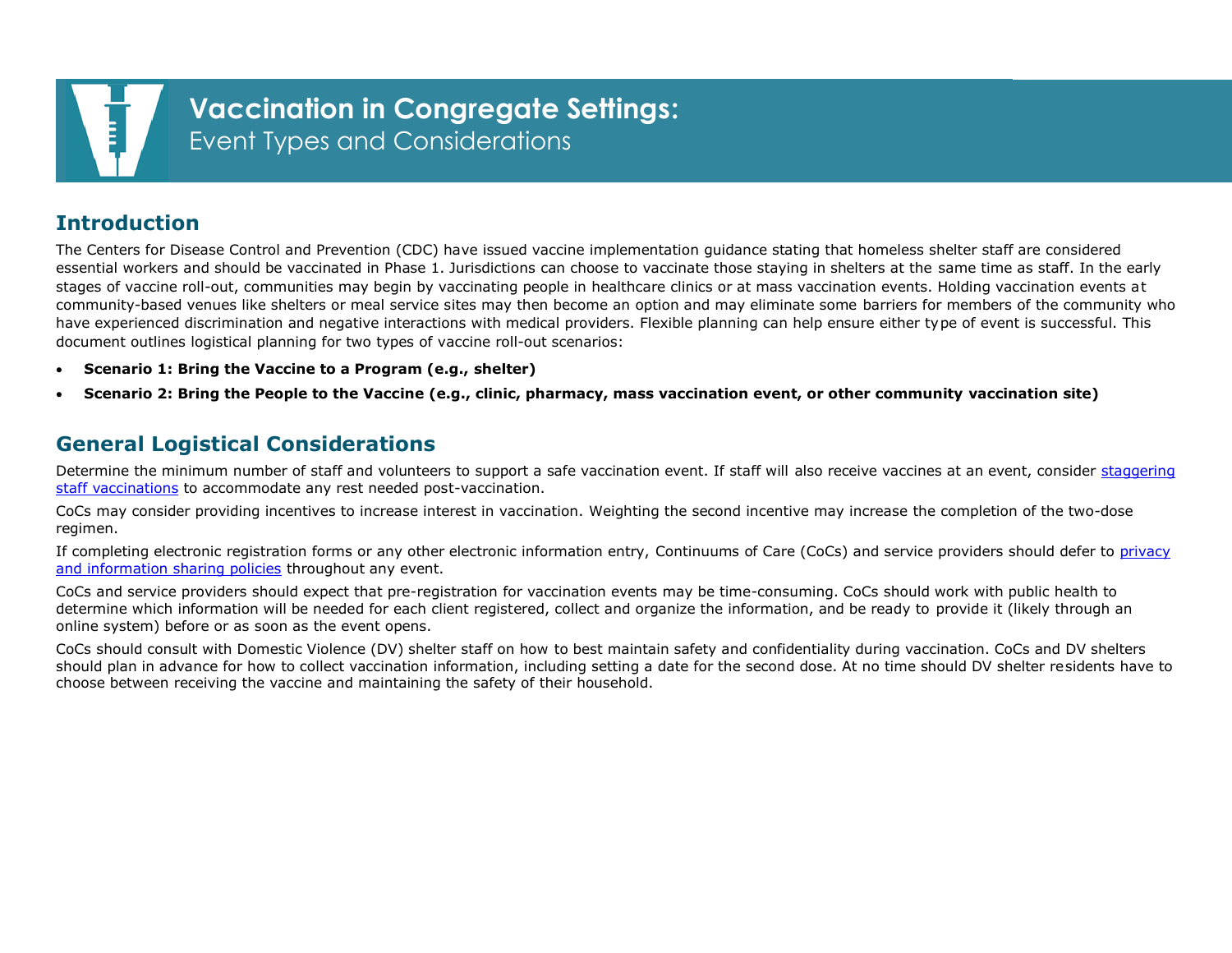# Vaccination in Congregate Settings:
Event Types and Considerations

## Introduction

The Centers for Disease Control and Prevention (CDC) have issued vaccine implementation guidance stating that homeless shelter staff are considered essential workers and should be vaccinated in Phase 1. Jurisdictions can choose to vaccinate those staying in shelters at the same time as staff. In the early stages of vaccine roll-out, communities may begin by vaccinating people in healthcare clinics or at mass vaccination events. Holding vaccination events at community-based venues like shelters or meal service sites may then become an option and may eliminate some barriers for members of the community who have experienced discrimination and negative interactions with medical providers. Flexible planning can help ensure either type of event is successful. This document outlines logistical planning for two types of vaccine roll-out scenarios:

- **Scenario 1: Bring the Vaccine to a Program (e.g., shelter)**
- **Scenario 2: Bring the People to the Vaccine (e.g., clinic, pharmacy, mass vaccination event, or other community vaccination site)**

## General Logistical Considerations

Determine the minimum number of staff and volunteers to support a safe vaccination event. If staff will also receive vaccines at an event, consider staggering staff vaccinations to accommodate any rest needed post-vaccination.

CoCs may consider providing incentives to increase interest in vaccination. Weighting the second incentive may increase the completion of the two-dose regimen.

If completing electronic registration forms or any other electronic information entry, Continuums of Care (CoCs) and service providers should defer to privacy and information sharing policies throughout any event.

CoCs and service providers should expect that pre-registration for vaccination events may be time-consuming. CoCs should work with public health to determine which information will be needed for each client registered, collect and organize the information, and be ready to provide it (likely through an online system) before or as soon as the event opens.

CoCs should consult with Domestic Violence (DV) shelter staff on how to best maintain safety and confidentiality during vaccination. CoCs and DV shelters should plan in advance for how to collect vaccination information, including setting a date for the second dose. At no time should DV shelter residents have to choose between receiving the vaccine and maintaining the safety of their household.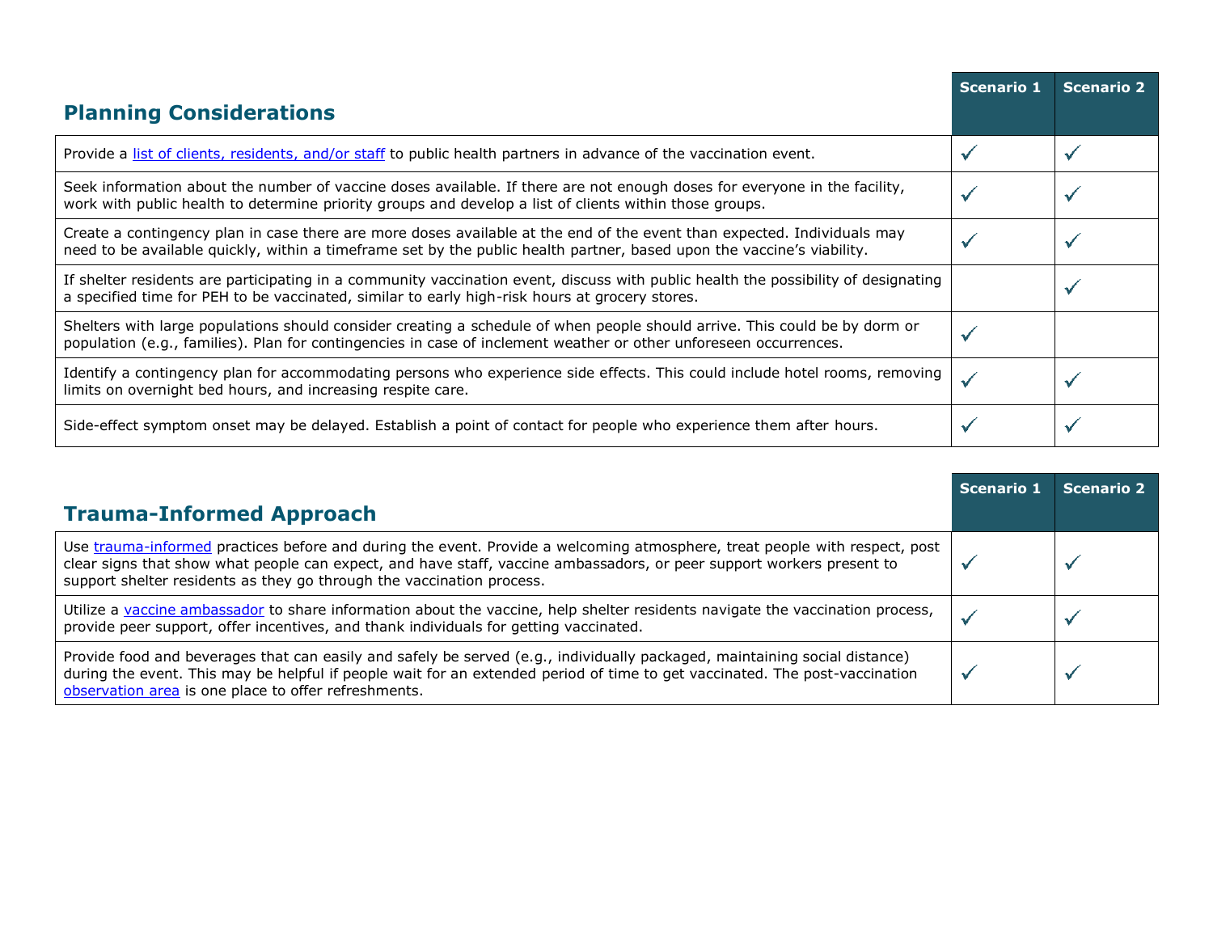| Planning Considerations | Scenario 1 | Scenario 2 |
| --- | --- | --- |
| Provide a list of clients, residents, and/or staff to public health partners in advance of the vaccination event. | ✓ | ✓ |
| Seek information about the number of vaccine doses available. If there are not enough doses for everyone in the facility, work with public health to determine priority groups and develop a list of clients within those groups. | ✓ | ✓ |
| Create a contingency plan in case there are more doses available at the end of the event than expected. Individuals may need to be available quickly, within a timeframe set by the public health partner, based upon the vaccine's viability. | ✓ | ✓ |
| If shelter residents are participating in a community vaccination event, discuss with public health the possibility of designating a specified time for PEH to be vaccinated, similar to early high-risk hours at grocery stores. | | ✓ |
| Shelters with large populations should consider creating a schedule of when people should arrive. This could be by dorm or population (e.g., families). Plan for contingencies in case of inclement weather or other unforeseen occurrences. | ✓ | |
| Identify a contingency plan for accommodating persons who experience side effects. This could include hotel rooms, removing limits on overnight bed hours, and increasing respite care. | ✓ | ✓ |
| Side-effect symptom onset may be delayed. Establish a point of contact for people who experience them after hours. | ✓ | ✓ |

| Trauma-Informed Approach | Scenario 1 | Scenario 2 |
| --- | --- | --- |
| Use trauma-informed practices before and during the event. Provide a welcoming atmosphere, treat people with respect, post clear signs that show what people can expect, and have staff, vaccine ambassadors, or peer support workers present to support shelter residents as they go through the vaccination process. | ✓ | ✓ |
| Utilize a vaccine ambassador to share information about the vaccine, help shelter residents navigate the vaccination process, provide peer support, offer incentives, and thank individuals for getting vaccinated. | ✓ | ✓ |
| Provide food and beverages that can easily and safely be served (e.g., individually packaged, maintaining social distance) during the event. This may be helpful if people wait for an extended period of time to get vaccinated. The post-vaccination observation area is one place to offer refreshments. | ✓ | ✓ |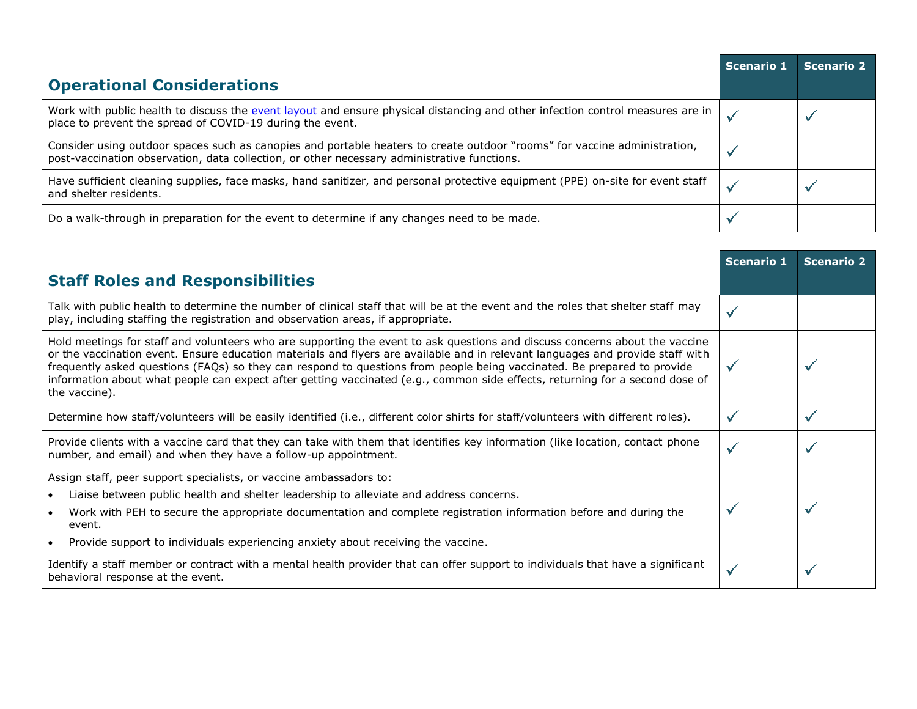| Operational Considerations | Scenario 1 | Scenario 2 |
|---|---|---|
| Work with public health to discuss the [event layout](#) and ensure physical distancing and other infection control measures are in place to prevent the spread of COVID-19 during the event. | ✓ | ✓ |
| Consider using outdoor spaces such as canopies and portable heaters to create outdoor "rooms" for vaccine administration, post-vaccination observation, data collection, or other necessary administrative functions. | ✓ | |
| Have sufficient cleaning supplies, face masks, hand sanitizer, and personal protective equipment (PPE) on-site for event staff and shelter residents. | ✓ | ✓ |
| Do a walk-through in preparation for the event to determine if any changes need to be made. | ✓ | |

| Staff Roles and Responsibilities | Scenario 1 | Scenario 2 |
|---|---|---|
| Talk with public health to determine the number of clinical staff that will be at the event and the roles that shelter staff may play, including staffing the registration and observation areas, if appropriate. | ✓ | |
| Hold meetings for staff and volunteers who are supporting the event to ask questions and discuss concerns about the vaccine or the vaccination event. Ensure education materials and flyers are available and in relevant languages and provide staff with frequently asked questions (FAQs) so they can respond to questions from people being vaccinated. Be prepared to provide information about what people can expect after getting vaccinated (e.g., common side effects, returning for a second dose of the vaccine). | ✓ | ✓ |
| Determine how staff/volunteers will be easily identified (i.e., different color shirts for staff/volunteers with different roles). | ✓ | ✓ |
| Provide clients with a vaccine card that they can take with them that identifies key information (like location, contact phone number, and email) and when they have a follow-up appointment. | ✓ | ✓ |
| Assign staff, peer support specialists, or vaccine ambassadors to: <br>• Liaise between public health and shelter leadership to alleviate and address concerns. <br>• Work with PEH to secure the appropriate documentation and complete registration information before and during the event. <br>• Provide support to individuals experiencing anxiety about receiving the vaccine. | ✓ | ✓ |
| Identify a staff member or contract with a mental health provider that can offer support to individuals that have a significant behavioral response at the event. | ✓ | ✓ |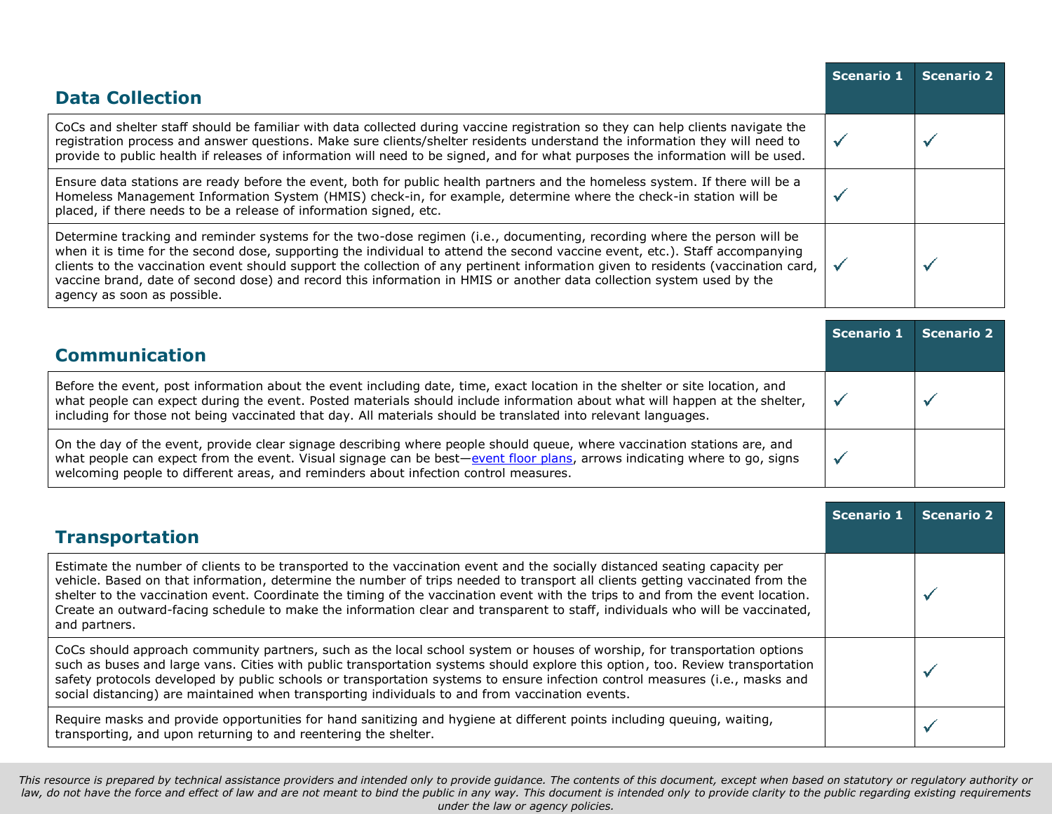| Data Collection | Scenario 1 | Scenario 2 |
| --- | --- | --- |
| CoCs and shelter staff should be familiar with data collected during vaccine registration so they can help clients navigate the registration process and answer questions. Make sure clients/shelter residents understand the information they will need to provide to public health if releases of information will need to be signed, and for what purposes the information will be used. | ✓ | ✓ |
| Ensure data stations are ready before the event, both for public health partners and the homeless system. If there will be a Homeless Management Information System (HMIS) check-in, for example, determine where the check-in station will be placed, if there needs to be a release of information signed, etc. | ✓ | |
| Determine tracking and reminder systems for the two-dose regimen (i.e., documenting, recording where the person will be when it is time for the second dose, supporting the individual to attend the second vaccine event, etc.). Staff accompanying clients to the vaccination event should support the collection of any pertinent information given to residents (vaccination card, vaccine brand, date of second dose) and record this information in HMIS or another data collection system used by the agency as soon as possible. | ✓ | ✓ |

| Communication | Scenario 1 | Scenario 2 |
| --- | --- | --- |
| Before the event, post information about the event including date, time, exact location in the shelter or site location, and what people can expect during the event. Posted materials should include information about what will happen at the shelter, including for those not being vaccinated that day. All materials should be translated into relevant languages. | ✓ | ✓ |
| On the day of the event, provide clear signage describing where people should queue, where vaccination stations are, and what people can expect from the event. Visual signage can be best—event floor plans, arrows indicating where to go, signs welcoming people to different areas, and reminders about infection control measures. | ✓ | |

| Transportation | Scenario 1 | Scenario 2 |
| --- | --- | --- |
| Estimate the number of clients to be transported to the vaccination event and the socially distanced seating capacity per vehicle. Based on that information, determine the number of trips needed to transport all clients getting vaccinated from the shelter to the vaccination event. Coordinate the timing of the vaccination event with the trips to and from the event location. Create an outward-facing schedule to make the information clear and transparent to staff, individuals who will be vaccinated, and partners. | | ✓ |
| CoCs should approach community partners, such as the local school system or houses of worship, for transportation options such as buses and large vans. Cities with public transportation systems should explore this option, too. Review transportation safety protocols developed by public schools or transportation systems to ensure infection control measures (i.e., masks and social distancing) are maintained when transporting individuals to and from vaccination events. | | ✓ |
| Require masks and provide opportunities for hand sanitizing and hygiene at different points including queuing, waiting, transporting, and upon returning to and reentering the shelter. | | ✓ |

*This resource is prepared by technical assistance providers and intended only to provide guidance. The contents of this document, except when based on statutory or regulatory authority or law, do not have the force and effect of law and are not meant to bind the public in any way. This document is intended only to provide clarity to the public regarding existing requirements under the law or agency policies.*